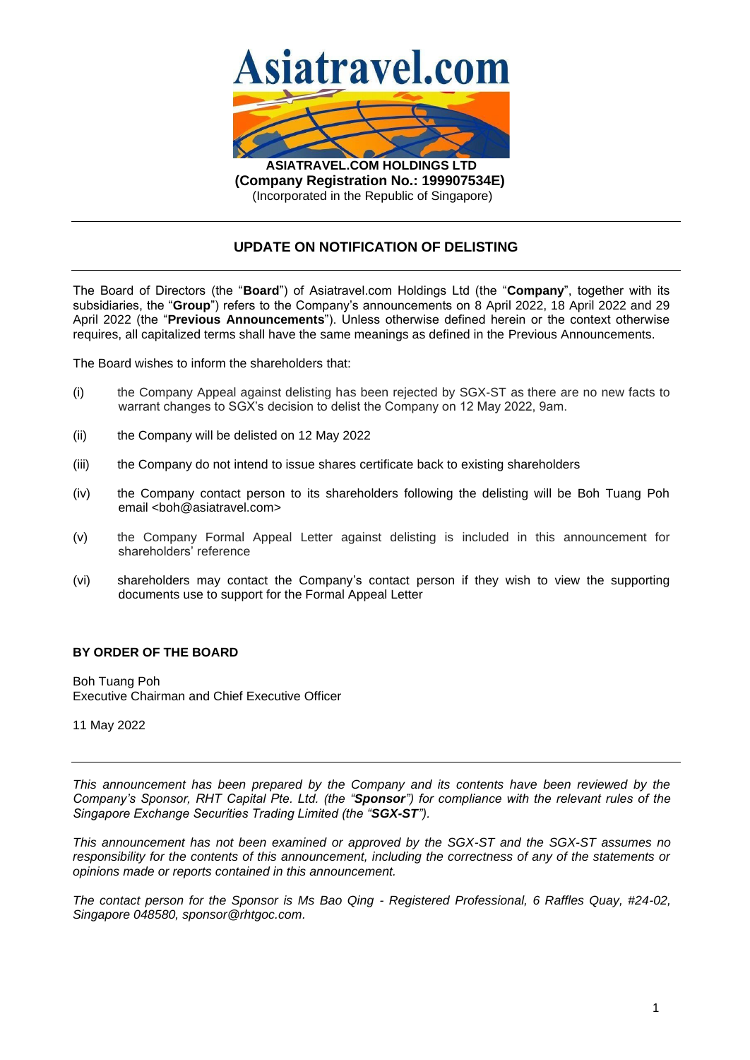Asiatravel.com

**ASIATRAVEL.COM HOLDINGS LTD**
**(Company Registration No.: 199907534E)**
(Incorporated in the Republic of Singapore)

---

## UPDATE ON NOTIFICATION OF DELISTING

---

The Board of Directors (the "**Board**") of Asiatravel.com Holdings Ltd (the "**Company**", together with its subsidiaries, the "**Group**") refers to the Company's announcements on 8 April 2022, 18 April 2022 and 29 April 2022 (the "**Previous Announcements**"). Unless otherwise defined herein or the context otherwise requires, all capitalized terms shall have the same meanings as defined in the Previous Announcements.

The Board wishes to inform the shareholders that:

(i) the Company Appeal against delisting has been rejected by SGX-ST as there are no new facts to warrant changes to SGX's decision to delist the Company on 12 May 2022, 9am.

(ii) the Company will be delisted on 12 May 2022

(iii) the Company do not intend to issue shares certificate back to existing shareholders

(iv) the Company contact person to its shareholders following the delisting will be Boh Tuang Poh email <boh@asiatravel.com>

(v) the Company Formal Appeal Letter against delisting is included in this announcement for shareholders' reference

(vi) shareholders may contact the Company's contact person if they wish to view the supporting documents use to support for the Formal Appeal Letter

**BY ORDER OF THE BOARD**

Boh Tuang Poh
Executive Chairman and Chief Executive Officer

11 May 2022

---

*This announcement has been prepared by the Company and its contents have been reviewed by the Company's Sponsor, RHT Capital Pte. Ltd. (the "**Sponsor**") for compliance with the relevant rules of the Singapore Exchange Securities Trading Limited (the "**SGX-ST**").*

*This announcement has not been examined or approved by the SGX-ST and the SGX-ST assumes no responsibility for the contents of this announcement, including the correctness of any of the statements or opinions made or reports contained in this announcement.*

*The contact person for the Sponsor is Ms Bao Qing - Registered Professional, 6 Raffles Quay, #24-02, Singapore 048580, sponsor@rhtgoc.com.*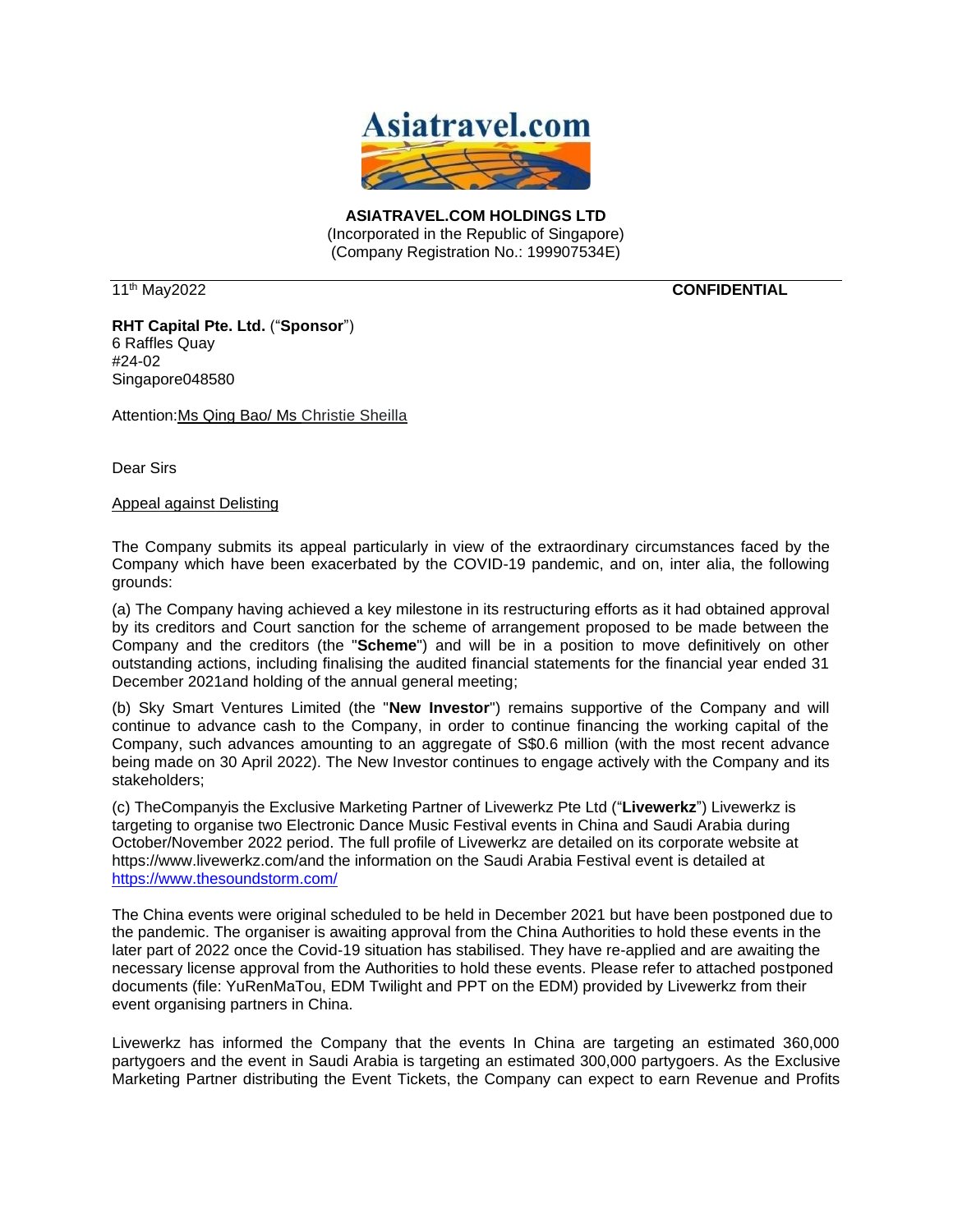**ASIATRAVEL.COM HOLDINGS LTD**
(Incorporated in the Republic of Singapore)
(Company Registration No.: 199907534E)

11th May2022 **CONFIDENTIAL**

**RHT Capital Pte. Ltd.** ("**Sponsor**")
6 Raffles Quay
#24-02
Singapore048580

Attention:Ms Qing Bao/ Ms Christie Sheilla

Dear Sirs

Appeal against Delisting

The Company submits its appeal particularly in view of the extraordinary circumstances faced by the Company which have been exacerbated by the COVID-19 pandemic, and on, inter alia, the following grounds:

(a) The Company having achieved a key milestone in its restructuring efforts as it had obtained approval by its creditors and Court sanction for the scheme of arrangement proposed to be made between the Company and the creditors (the "**Scheme**") and will be in a position to move definitively on other outstanding actions, including finalising the audited financial statements for the financial year ended 31 December 2021and holding of the annual general meeting;

(b) Sky Smart Ventures Limited (the "**New Investor**") remains supportive of the Company and will continue to advance cash to the Company, in order to continue financing the working capital of the Company, such advances amounting to an aggregate of S$0.6 million (with the most recent advance being made on 30 April 2022). The New Investor continues to engage actively with the Company and its stakeholders;

(c) TheCompanyis the Exclusive Marketing Partner of Livewerkz Pte Ltd ("**Livewerkz**") Livewerkz is targeting to organise two Electronic Dance Music Festival events in China and Saudi Arabia during October/November 2022 period. The full profile of Livewerkz are detailed on its corporate website at https://www.livewerkz.com/and the information on the Saudi Arabia Festival event is detailed at https://www.thesoundstorm.com/

The China events were original scheduled to be held in December 2021 but have been postponed due to the pandemic. The organiser is awaiting approval from the China Authorities to hold these events in the later part of 2022 once the Covid-19 situation has stabilised. They have re-applied and are awaiting the necessary license approval from the Authorities to hold these events. Please refer to attached postponed documents (file: YuRenMaTou, EDM Twilight and PPT on the EDM) provided by Livewerkz from their event organising partners in China.

Livewerkz has informed the Company that the events In China are targeting an estimated 360,000 partygoers and the event in Saudi Arabia is targeting an estimated 300,000 partygoers. As the Exclusive Marketing Partner distributing the Event Tickets, the Company can expect to earn Revenue and Profits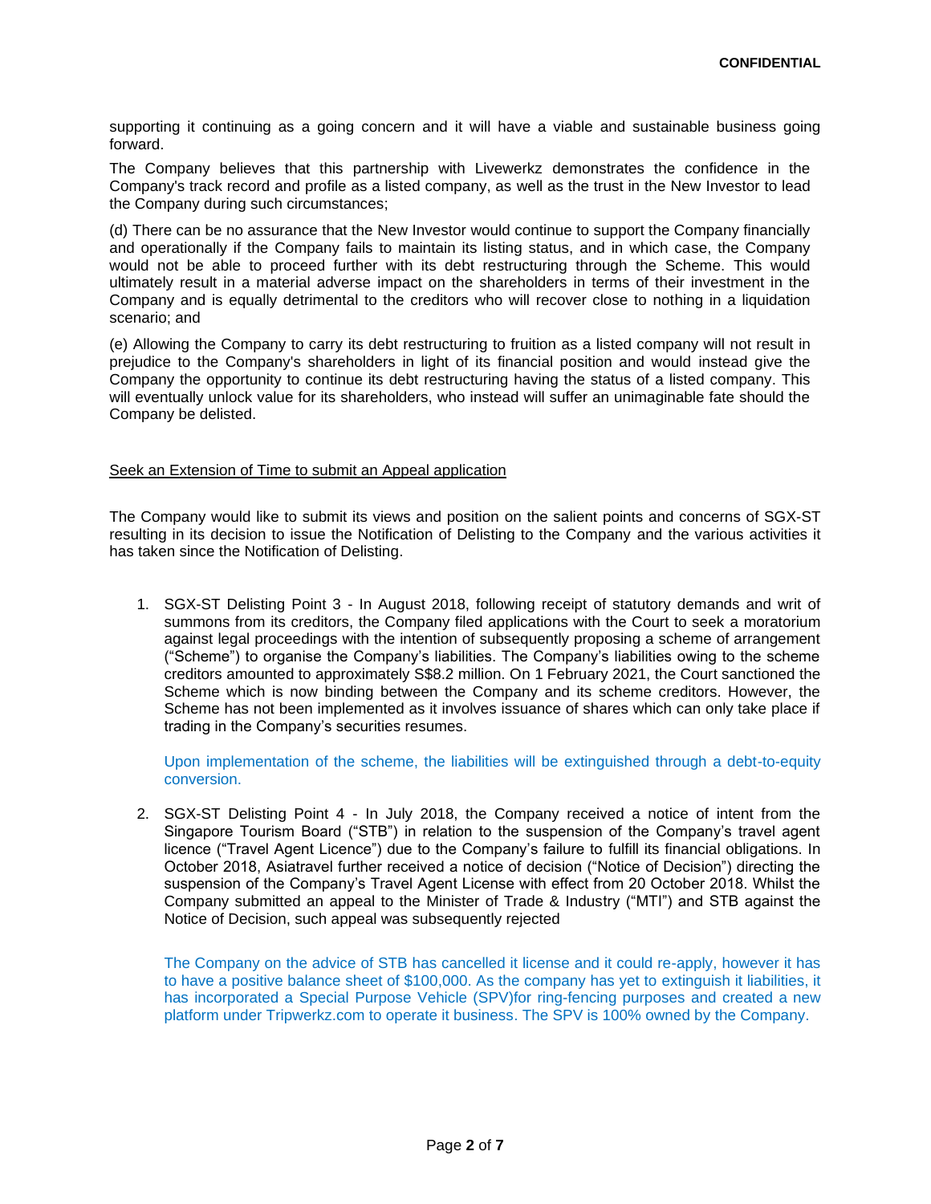supporting it continuing as a going concern and it will have a viable and sustainable business going forward.

The Company believes that this partnership with Livewerkz demonstrates the confidence in the Company's track record and profile as a listed company, as well as the trust in the New Investor to lead the Company during such circumstances;

(d) There can be no assurance that the New Investor would continue to support the Company financially and operationally if the Company fails to maintain its listing status, and in which case, the Company would not be able to proceed further with its debt restructuring through the Scheme. This would ultimately result in a material adverse impact on the shareholders in terms of their investment in the Company and is equally detrimental to the creditors who will recover close to nothing in a liquidation scenario; and

(e) Allowing the Company to carry its debt restructuring to fruition as a listed company will not result in prejudice to the Company's shareholders in light of its financial position and would instead give the Company the opportunity to continue its debt restructuring having the status of a listed company. This will eventually unlock value for its shareholders, who instead will suffer an unimaginable fate should the Company be delisted.

<u>Seek an Extension of Time to submit an Appeal application</u>

The Company would like to submit its views and position on the salient points and concerns of SGX-ST resulting in its decision to issue the Notification of Delisting to the Company and the various activities it has taken since the Notification of Delisting.

1. SGX-ST Delisting Point 3 - In August 2018, following receipt of statutory demands and writ of summons from its creditors, the Company filed applications with the Court to seek a moratorium against legal proceedings with the intention of subsequently proposing a scheme of arrangement ("Scheme") to organise the Company's liabilities. The Company's liabilities owing to the scheme creditors amounted to approximately S$8.2 million. On 1 February 2021, the Court sanctioned the Scheme which is now binding between the Company and its scheme creditors. However, the Scheme has not been implemented as it involves issuance of shares which can only take place if trading in the Company's securities resumes.

   Upon implementation of the scheme, the liabilities will be extinguished through a debt-to-equity conversion.

2. SGX-ST Delisting Point 4 - In July 2018, the Company received a notice of intent from the Singapore Tourism Board ("STB") in relation to the suspension of the Company's travel agent licence ("Travel Agent Licence") due to the Company's failure to fulfill its financial obligations. In October 2018, Asiatravel further received a notice of decision ("Notice of Decision") directing the suspension of the Company's Travel Agent License with effect from 20 October 2018. Whilst the Company submitted an appeal to the Minister of Trade & Industry ("MTI") and STB against the Notice of Decision, such appeal was subsequently rejected

   The Company on the advice of STB has cancelled it license and it could re-apply, however it has to have a positive balance sheet of $100,000. As the company has yet to extinguish it liabilities, it has incorporated a Special Purpose Vehicle (SPV)for ring-fencing purposes and created a new platform under Tripwerkz.com to operate it business. The SPV is 100% owned by the Company.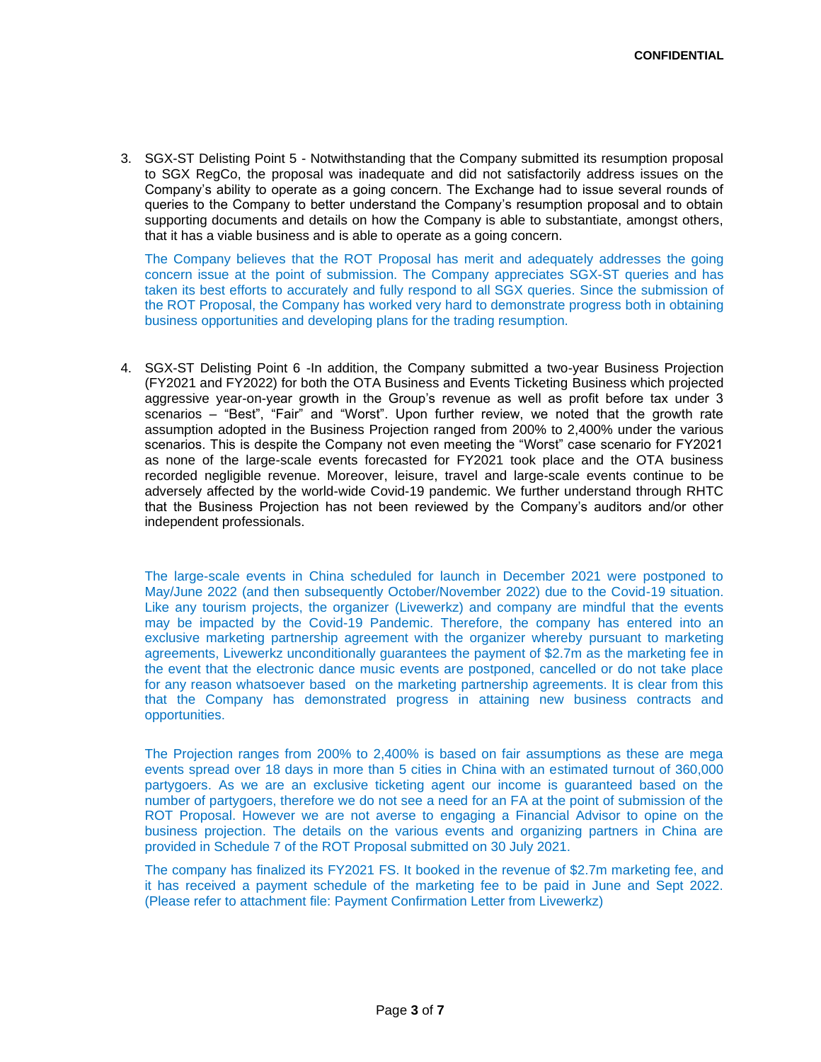**CONFIDENTIAL**

3. SGX-ST Delisting Point 5 - Notwithstanding that the Company submitted its resumption proposal to SGX RegCo, the proposal was inadequate and did not satisfactorily address issues on the Company's ability to operate as a going concern. The Exchange had to issue several rounds of queries to the Company to better understand the Company's resumption proposal and to obtain supporting documents and details on how the Company is able to substantiate, amongst others, that it has a viable business and is able to operate as a going concern.

   The Company believes that the ROT Proposal has merit and adequately addresses the going concern issue at the point of submission. The Company appreciates SGX-ST queries and has taken its best efforts to accurately and fully respond to all SGX queries. Since the submission of the ROT Proposal, the Company has worked very hard to demonstrate progress both in obtaining business opportunities and developing plans for the trading resumption.

4. SGX-ST Delisting Point 6 -In addition, the Company submitted a two-year Business Projection (FY2021 and FY2022) for both the OTA Business and Events Ticketing Business which projected aggressive year-on-year growth in the Group's revenue as well as profit before tax under 3 scenarios – "Best", "Fair" and "Worst". Upon further review, we noted that the growth rate assumption adopted in the Business Projection ranged from 200% to 2,400% under the various scenarios. This is despite the Company not even meeting the "Worst" case scenario for FY2021 as none of the large-scale events forecasted for FY2021 took place and the OTA business recorded negligible revenue. Moreover, leisure, travel and large-scale events continue to be adversely affected by the world-wide Covid-19 pandemic. We further understand through RHTC that the Business Projection has not been reviewed by the Company's auditors and/or other independent professionals.

   The large-scale events in China scheduled for launch in December 2021 were postponed to May/June 2022 (and then subsequently October/November 2022) due to the Covid-19 situation. Like any tourism projects, the organizer (Livewerkz) and company are mindful that the events may be impacted by the Covid-19 Pandemic. Therefore, the company has entered into an exclusive marketing partnership agreement with the organizer whereby pursuant to marketing agreements, Livewerkz unconditionally guarantees the payment of $2.7m as the marketing fee in the event that the electronic dance music events are postponed, cancelled or do not take place for any reason whatsoever based on the marketing partnership agreements. It is clear from this that the Company has demonstrated progress in attaining new business contracts and opportunities.

   The Projection ranges from 200% to 2,400% is based on fair assumptions as these are mega events spread over 18 days in more than 5 cities in China with an estimated turnout of 360,000 partygoers. As we are an exclusive ticketing agent our income is guaranteed based on the number of partygoers, therefore we do not see a need for an FA at the point of submission of the ROT Proposal. However we are not averse to engaging a Financial Advisor to opine on the business projection. The details on the various events and organizing partners in China are provided in Schedule 7 of the ROT Proposal submitted on 30 July 2021.

   The company has finalized its FY2021 FS. It booked in the revenue of $2.7m marketing fee, and it has received a payment schedule of the marketing fee to be paid in June and Sept 2022. (Please refer to attachment file: Payment Confirmation Letter from Livewerkz)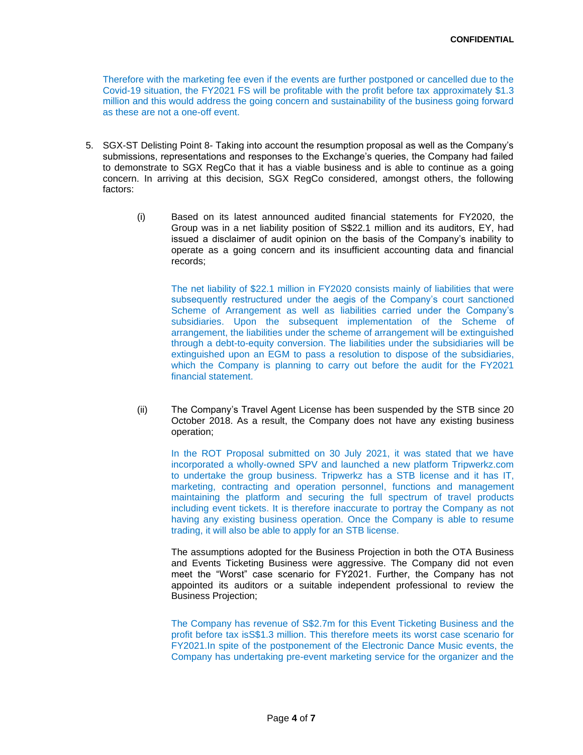Therefore with the marketing fee even if the events are further postponed or cancelled due to the Covid-19 situation, the FY2021 FS will be profitable with the profit before tax approximately $1.3 million and this would address the going concern and sustainability of the business going forward as these are not a one-off event.

5. SGX-ST Delisting Point 8- Taking into account the resumption proposal as well as the Company's submissions, representations and responses to the Exchange's queries, the Company had failed to demonstrate to SGX RegCo that it has a viable business and is able to continue as a going concern. In arriving at this decision, SGX RegCo considered, amongst others, the following factors:

   (i) Based on its latest announced audited financial statements for FY2020, the Group was in a net liability position of S$22.1 million and its auditors, EY, had issued a disclaimer of audit opinion on the basis of the Company's inability to operate as a going concern and its insufficient accounting data and financial records;

   The net liability of $22.1 million in FY2020 consists mainly of liabilities that were subsequently restructured under the aegis of the Company's court sanctioned Scheme of Arrangement as well as liabilities carried under the Company's subsidiaries. Upon the subsequent implementation of the Scheme of arrangement, the liabilities under the scheme of arrangement will be extinguished through a debt-to-equity conversion. The liabilities under the subsidiaries will be extinguished upon an EGM to pass a resolution to dispose of the subsidiaries, which the Company is planning to carry out before the audit for the FY2021 financial statement.

   (ii) The Company's Travel Agent License has been suspended by the STB since 20 October 2018. As a result, the Company does not have any existing business operation;

   In the ROT Proposal submitted on 30 July 2021, it was stated that we have incorporated a wholly-owned SPV and launched a new platform Tripwerkz.com to undertake the group business. Tripwerkz has a STB license and it has IT, marketing, contracting and operation personnel, functions and management maintaining the platform and securing the full spectrum of travel products including event tickets. It is therefore inaccurate to portray the Company as not having any existing business operation. Once the Company is able to resume trading, it will also be able to apply for an STB license.

   The assumptions adopted for the Business Projection in both the OTA Business and Events Ticketing Business were aggressive. The Company did not even meet the "Worst" case scenario for FY2021. Further, the Company has not appointed its auditors or a suitable independent professional to review the Business Projection;

   The Company has revenue of S$2.7m for this Event Ticketing Business and the profit before tax isS$1.3 million. This therefore meets its worst case scenario for FY2021.In spite of the postponement of the Electronic Dance Music events, the Company has undertaking pre-event marketing service for the organizer and the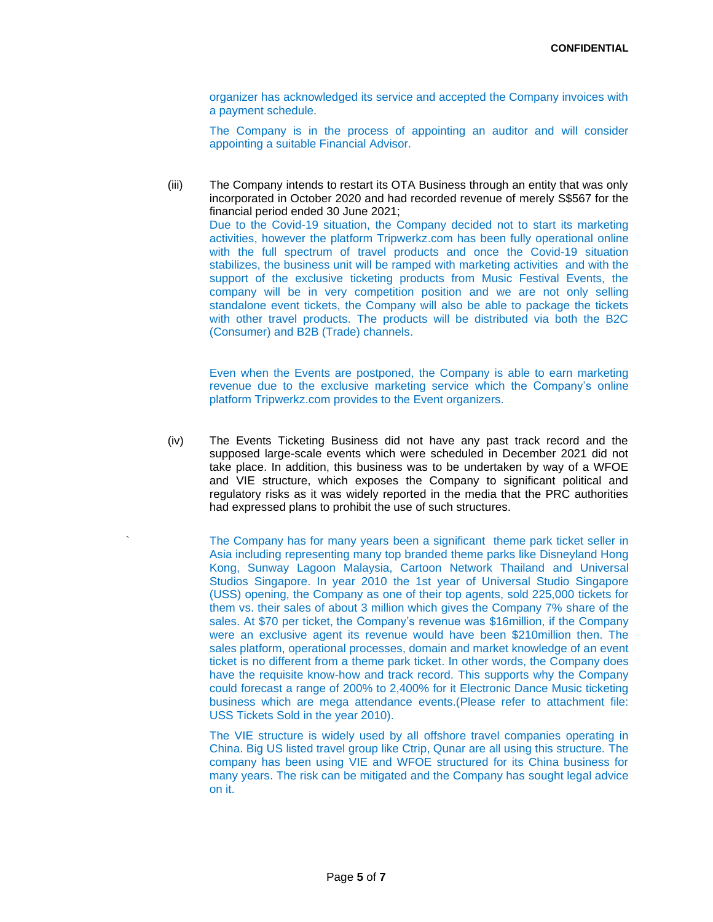organizer has acknowledged its service and accepted the Company invoices with a payment schedule.

The Company is in the process of appointing an auditor and will consider appointing a suitable Financial Advisor.

(iii) The Company intends to restart its OTA Business through an entity that was only incorporated in October 2020 and had recorded revenue of merely S$567 for the financial period ended 30 June 2021;

Due to the Covid-19 situation, the Company decided not to start its marketing activities, however the platform Tripwerkz.com has been fully operational online with the full spectrum of travel products and once the Covid-19 situation stabilizes, the business unit will be ramped with marketing activities and with the support of the exclusive ticketing products from Music Festival Events, the company will be in very competition position and we are not only selling standalone event tickets, the Company will also be able to package the tickets with other travel products. The products will be distributed via both the B2C (Consumer) and B2B (Trade) channels.

Even when the Events are postponed, the Company is able to earn marketing revenue due to the exclusive marketing service which the Company's online platform Tripwerkz.com provides to the Event organizers.

(iv) The Events Ticketing Business did not have any past track record and the supposed large-scale events which were scheduled in December 2021 did not take place. In addition, this business was to be undertaken by way of a WFOE and VIE structure, which exposes the Company to significant political and regulatory risks as it was widely reported in the media that the PRC authorities had expressed plans to prohibit the use of such structures.

The Company has for many years been a significant theme park ticket seller in Asia including representing many top branded theme parks like Disneyland Hong Kong, Sunway Lagoon Malaysia, Cartoon Network Thailand and Universal Studios Singapore. In year 2010 the 1st year of Universal Studio Singapore (USS) opening, the Company as one of their top agents, sold 225,000 tickets for them vs. their sales of about 3 million which gives the Company 7% share of the sales. At $70 per ticket, the Company's revenue was $16million, if the Company were an exclusive agent its revenue would have been $210million then. The sales platform, operational processes, domain and market knowledge of an event ticket is no different from a theme park ticket. In other words, the Company does have the requisite know-how and track record. This supports why the Company could forecast a range of 200% to 2,400% for it Electronic Dance Music ticketing business which are mega attendance events.(Please refer to attachment file: USS Tickets Sold in the year 2010).

The VIE structure is widely used by all offshore travel companies operating in China. Big US listed travel group like Ctrip, Qunar are all using this structure. The company has been using VIE and WFOE structured for its China business for many years. The risk can be mitigated and the Company has sought legal advice on it.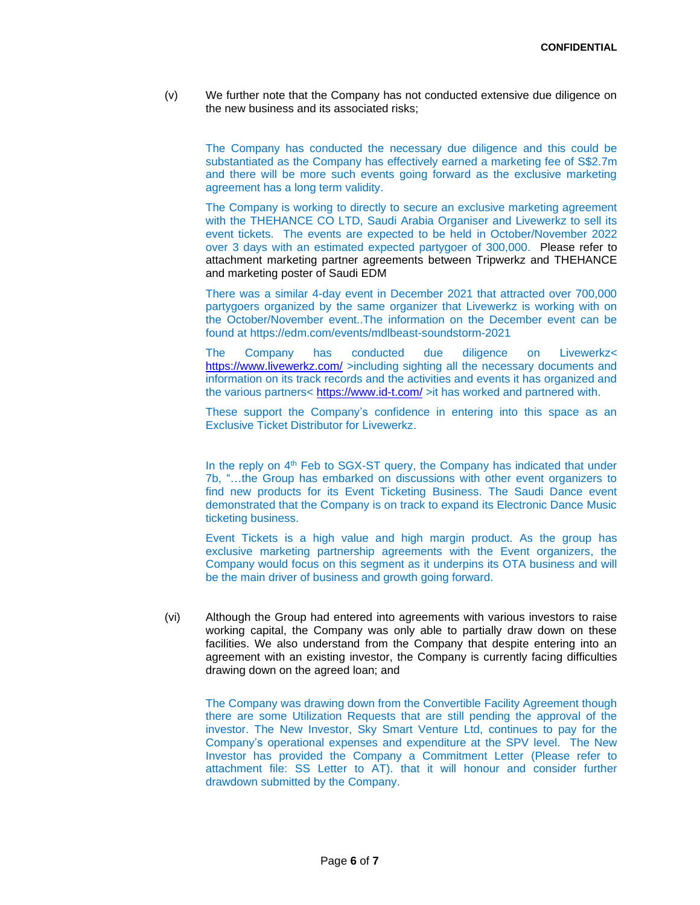(v) We further note that the Company has not conducted extensive due diligence on the new business and its associated risks;

The Company has conducted the necessary due diligence and this could be substantiated as the Company has effectively earned a marketing fee of S$2.7m and there will be more such events going forward as the exclusive marketing agreement has a long term validity.

The Company is working to directly to secure an exclusive marketing agreement with the THEHANCE CO LTD, Saudi Arabia Organiser and Livewerkz to sell its event tickets. The events are expected to be held in October/November 2022 over 3 days with an estimated expected partygoer of 300,000. Please refer to attachment marketing partner agreements between Tripwerkz and THEHANCE and marketing poster of Saudi EDM

There was a similar 4-day event in December 2021 that attracted over 700,000 partygoers organized by the same organizer that Livewerkz is working with on the October/November event..The information on the December event can be found at https://edm.com/events/mdlbeast-soundstorm-2021

The Company has conducted due diligence on Livewerkz< https://www.livewerkz.com/ >including sighting all the necessary documents and information on its track records and the activities and events it has organized and the various partners< https://www.id-t.com/ >it has worked and partnered with.

These support the Company's confidence in entering into this space as an Exclusive Ticket Distributor for Livewerkz.

In the reply on 4th Feb to SGX-ST query, the Company has indicated that under 7b, "…the Group has embarked on discussions with other event organizers to find new products for its Event Ticketing Business. The Saudi Dance event demonstrated that the Company is on track to expand its Electronic Dance Music ticketing business.

Event Tickets is a high value and high margin product. As the group has exclusive marketing partnership agreements with the Event organizers, the Company would focus on this segment as it underpins its OTA business and will be the main driver of business and growth going forward.

(vi) Although the Group had entered into agreements with various investors to raise working capital, the Company was only able to partially draw down on these facilities. We also understand from the Company that despite entering into an agreement with an existing investor, the Company is currently facing difficulties drawing down on the agreed loan; and

The Company was drawing down from the Convertible Facility Agreement though there are some Utilization Requests that are still pending the approval of the investor. The New Investor, Sky Smart Venture Ltd, continues to pay for the Company's operational expenses and expenditure at the SPV level. The New Investor has provided the Company a Commitment Letter (Please refer to attachment file: SS Letter to AT). that it will honour and consider further drawdown submitted by the Company.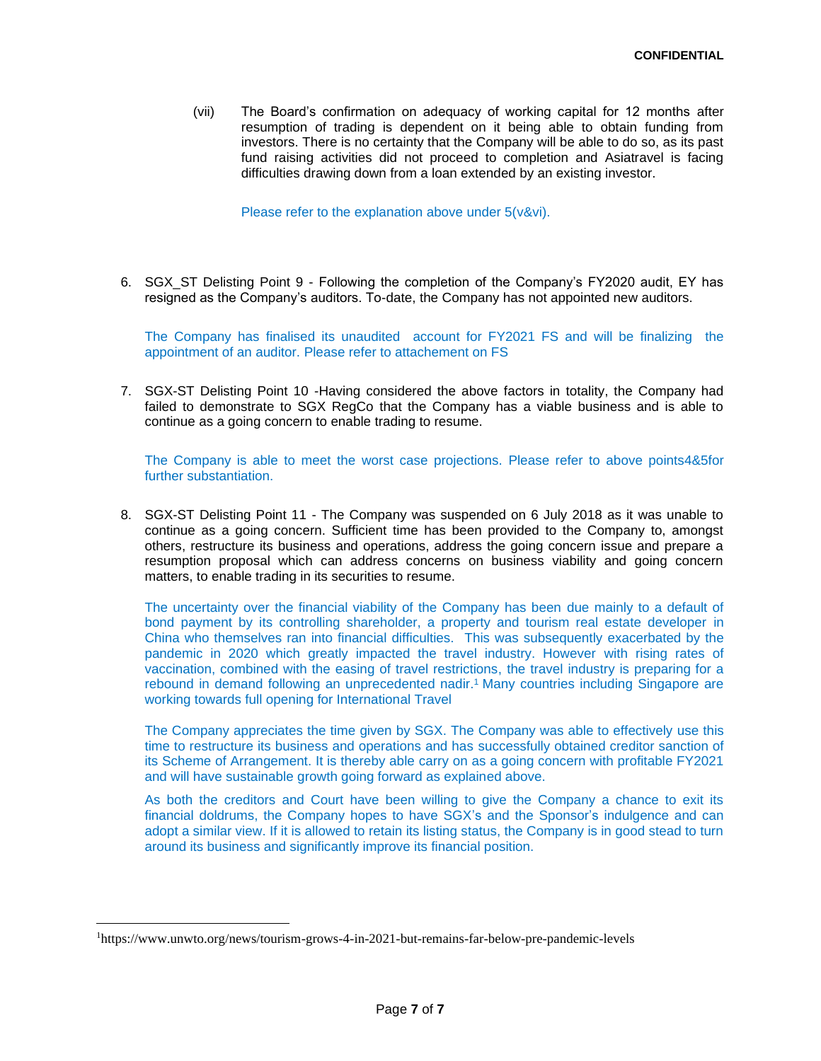(vii) The Board's confirmation on adequacy of working capital for 12 months after resumption of trading is dependent on it being able to obtain funding from investors. There is no certainty that the Company will be able to do so, as its past fund raising activities did not proceed to completion and Asiatravel is facing difficulties drawing down from a loan extended by an existing investor.

Please refer to the explanation above under 5(v&vi).

6. SGX_ST Delisting Point 9 - Following the completion of the Company's FY2020 audit, EY has resigned as the Company's auditors. To-date, the Company has not appointed new auditors.

   The Company has finalised its unaudited account for FY2021 FS and will be finalizing the appointment of an auditor. Please refer to attachement on FS

7. SGX-ST Delisting Point 10 -Having considered the above factors in totality, the Company had failed to demonstrate to SGX RegCo that the Company has a viable business and is able to continue as a going concern to enable trading to resume.

   The Company is able to meet the worst case projections. Please refer to above points4&5for further substantiation.

8. SGX-ST Delisting Point 11 - The Company was suspended on 6 July 2018 as it was unable to continue as a going concern. Sufficient time has been provided to the Company to, amongst others, restructure its business and operations, address the going concern issue and prepare a resumption proposal which can address concerns on business viability and going concern matters, to enable trading in its securities to resume.

   The uncertainty over the financial viability of the Company has been due mainly to a default of bond payment by its controlling shareholder, a property and tourism real estate developer in China who themselves ran into financial difficulties. This was subsequently exacerbated by the pandemic in 2020 which greatly impacted the travel industry. However with rising rates of vaccination, combined with the easing of travel restrictions, the travel industry is preparing for a rebound in demand following an unprecedented nadir.[1] Many countries including Singapore are working towards full opening for International Travel

   The Company appreciates the time given by SGX. The Company was able to effectively use this time to restructure its business and operations and has successfully obtained creditor sanction of its Scheme of Arrangement. It is thereby able carry on as a going concern with profitable FY2021 and will have sustainable growth going forward as explained above.

   As both the creditors and Court have been willing to give the Company a chance to exit its financial doldrums, the Company hopes to have SGX's and the Sponsor's indulgence and can adopt a similar view. If it is allowed to retain its listing status, the Company is in good stead to turn around its business and significantly improve its financial position.

---

[1] https://www.unwto.org/news/tourism-grows-4-in-2021-but-remains-far-below-pre-pandemic-levels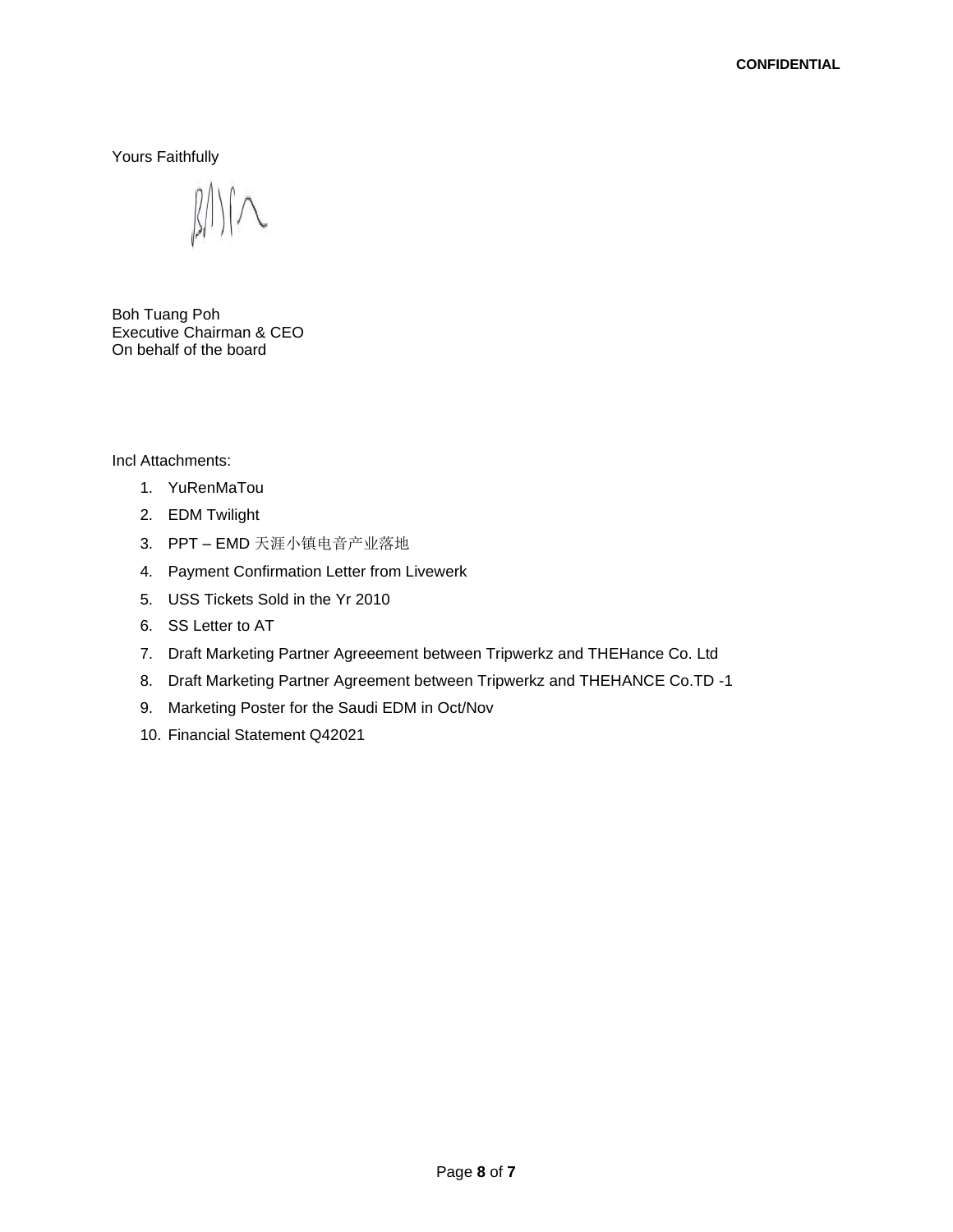Yours Faithfully

Boh Tuang Poh
Executive Chairman & CEO
On behalf of the board

Incl Attachments:

1. YuRenMaTou
2. EDM Twilight
3. PPT – EMD 天涯小镇电音产业落地
4. Payment Confirmation Letter from Livewerk
5. USS Tickets Sold in the Yr 2010
6. SS Letter to AT
7. Draft Marketing Partner Agreeement between Tripwerkz and THEHance Co. Ltd
8. Draft Marketing Partner Agreement between Tripwerkz and THEHANCE Co.TD -1
9. Marketing Poster for the Saudi EDM in Oct/Nov
10. Financial Statement Q42021